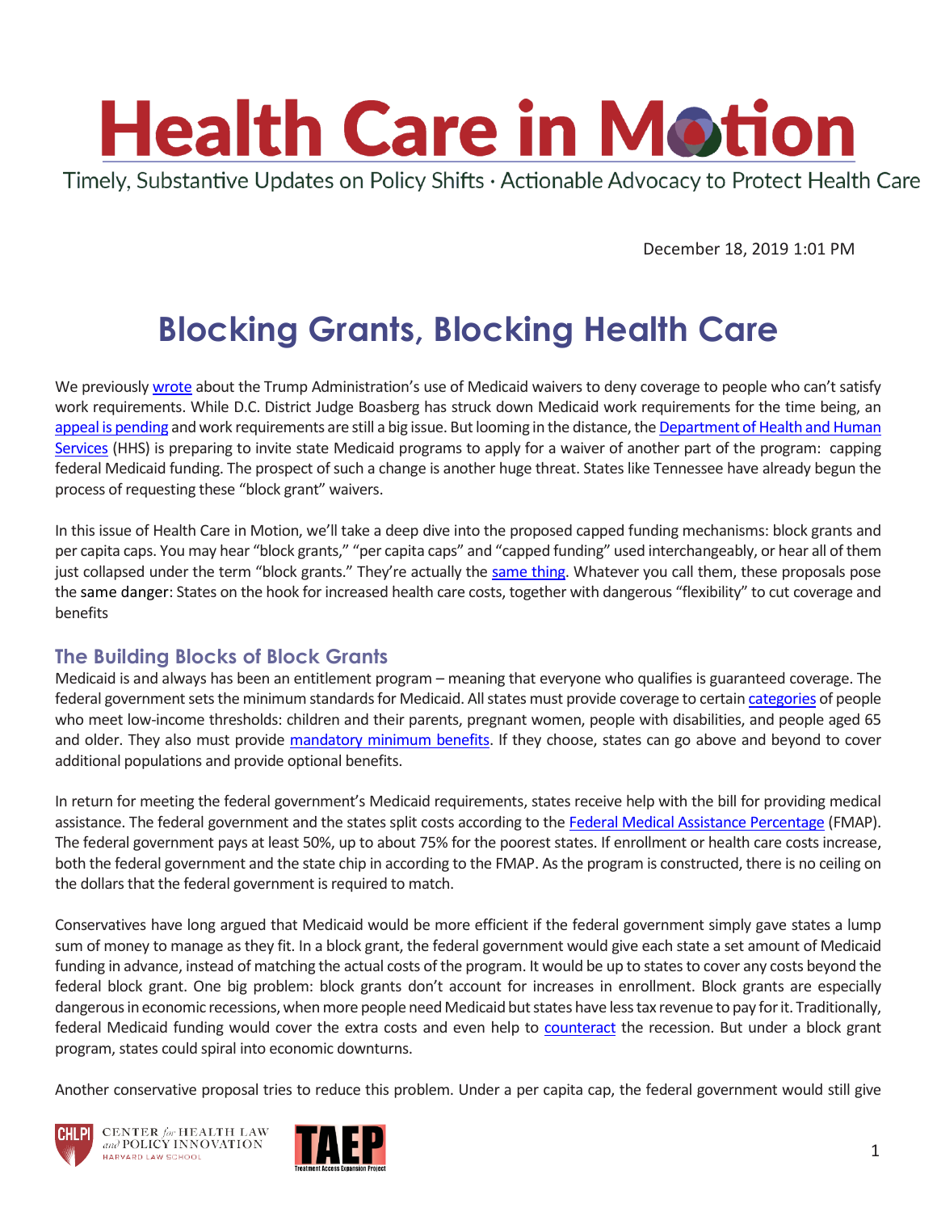# Health Care in Motion

Timely, Substantive Updates on Policy Shifts · Actionable Advocacy to Protect Health Care

December 18, 2019 1:01 PM

## Blocking Grants, Blocking Health Care

We previously wrote about the Trump Administration's use of Medicaid waivers to deny coverage to people who can't satisfy work requirements. While D.C. District Judge Boasberg has struck down Medicaid work requirements for the time being, an appeal is pending and work requirements are still a big issue. But looming in the distance, the Department of Health and Human Services (HHS) is preparing to invite state Medicaid programs to apply for a waiver of another part of the program: capping federal Medicaid funding. The prospect of such a change is another huge threat. States like Tennessee have already begun the process of requesting these "block grant" waivers.

In this issue of Health Care in Motion, we'll take a deep dive into the proposed capped funding mechanisms: block grants and per capita caps. You may hear "block grants," "per capita caps" and "capped funding" used interchangeably, or hear all of them just collapsed under the term "block grants." They're actually the same thing. Whatever you call them, these proposals pose the same danger: States on the hook for increased health care costs, together with dangerous "flexibility" to cut coverage and benefits

### The Building Blocks of Block Grants

Medicaid is and always has been an entitlement program – meaning that everyone who qualifies is guaranteed coverage. The federal government sets the minimum standards for Medicaid. All states must provide coverage to certain categories of people who meet low-income thresholds: children and their parents, pregnant women, people with disabilities, and people aged 65 and older. They also must provide mandatory minimum benefits. If they choose, states can go above and beyond to cover additional populations and provide optional benefits.

In return for meeting the federal government's Medicaid requirements, states receive help with the bill for providing medical assistance. The federal government and the states split costs according to the Federal Medical Assistance Percentage (FMAP). The federal government pays at least 50%, up to about 75% for the poorest states. If enrollment or health care costs increase, both the federal government and the state chip in according to the FMAP. As the program is constructed, there is no ceiling on the dollars that the federal government is required to match.

Conservatives have long argued that Medicaid would be more efficient if the federal government simply gave states a lump sum of money to manage as they fit. In a block grant, the federal government would give each state a set amount of Medicaid funding in advance, instead of matching the actual costs of the program. It would be up to states to cover any costs beyond the federal block grant. One big problem: block grants don't account for increases in enrollment. Block grants are especially dangerous in economic recessions, when more people need Medicaid but states have less tax revenue to pay for it. Traditionally, federal Medicaid funding would cover the extra costs and even help to counteract the recession. But under a block grant program, states could spiral into economic downturns.

Another conservative proposal tries to reduce this problem. Under a per capita cap, the federal government would still give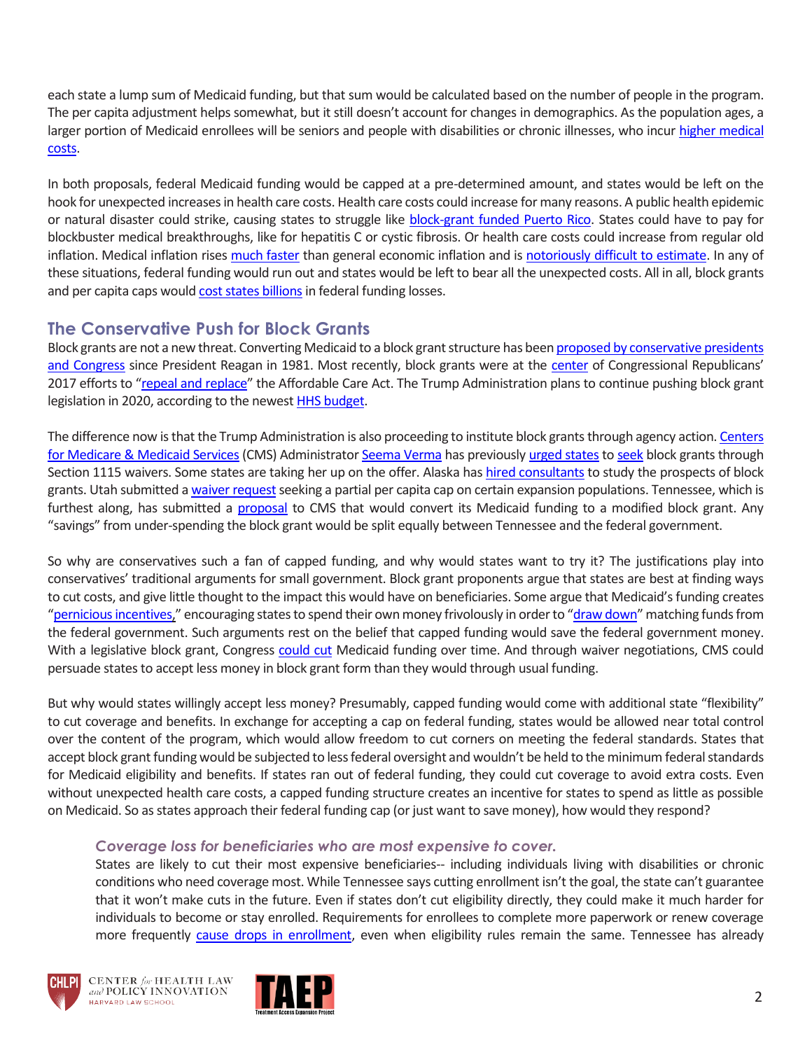each state a lump sum of Medicaid funding, but that sum would be calculated based on the number of people in the program. The per capita adjustment helps somewhat, but it still doesn't account for changes in demographics. As the population ages, a larger portion of Medicaid enrollees will be seniors and people with disabilities or chronic illnesses, who incur higher medical costs.

In both proposals, federal Medicaid funding would be capped at a pre-determined amount, and states would be left on the hook for unexpected increases in health care costs. Health care costs could increase for many reasons. A public health epidemic or natural disaster could strike, causing states to struggle like block-grant funded Puerto Rico. States could have to pay for blockbuster medical breakthroughs, like for hepatitis C or cystic fibrosis. Or health care costs could increase from regular old inflation. Medical inflation rises much faster than general economic inflation and is notoriously difficult to estimate. In any of these situations, federal funding would run out and states would be left to bear all the unexpected costs. All in all, block grants and per capita caps would cost states billions in federal funding losses.

## The Conservative Push for Block Grants

Block grants are not a new threat. Converting Medicaid to a block grant structure has been proposed by conservative presidents and Congress since President Reagan in 1981. Most recently, block grants were at the center of Congressional Republicans' 2017 efforts to "repeal and replace" the Affordable Care Act. The Trump Administration plans to continue pushing block grant legislation in 2020, according to the newest HHS budget.

The difference now is that the Trump Administration is also proceeding to institute block grants through agency action. Centers for Medicare & Medicaid Services (CMS) Administrator Seema Verma has previously urged states to seek block grants through Section 1115 waivers. Some states are taking her up on the offer. Alaska has hired consultants to study the prospects of block grants. Utah submitted a waiver request seeking a partial per capita cap on certain expansion populations. Tennessee, which is furthest along, has submitted a proposal to CMS that would convert its Medicaid funding to a modified block grant. Any "savings" from under-spending the block grant would be split equally between Tennessee and the federal government.

So why are conservatives such a fan of capped funding, and why would states want to try it? The justifications play into conservatives' traditional arguments for small government. Block grant proponents argue that states are best at finding ways to cut costs, and give little thought to the impact this would have on beneficiaries. Some argue that Medicaid's funding creates "pernicious incentives," encouraging states to spend their own money frivolously in order to "draw down" matching funds from the federal government. Such arguments rest on the belief that capped funding would save the federal government money. With a legislative block grant, Congress could cut Medicaid funding over time. And through waiver negotiations, CMS could persuade states to accept less money in block grant form than they would through usual funding.

But why would states willingly accept less money? Presumably, capped funding would come with additional state "flexibility" to cut coverage and benefits. In exchange for accepting a cap on federal funding, states would be allowed near total control over the content of the program, which would allow freedom to cut corners on meeting the federal standards. States that accept block grant funding would be subjected to less federal oversight and wouldn't be held to the minimum federal standards for Medicaid eligibility and benefits. If states ran out of federal funding, they could cut coverage to avoid extra costs. Even without unexpected health care costs, a capped funding structure creates an incentive for states to spend as little as possible on Medicaid. So as states approach their federal funding cap (or just want to save money), how would they respond?

### *Coverage loss for beneficiaries who are most expensive to cover.*

States are likely to cut their most expensive beneficiaries-- including individuals living with disabilities or chronic conditions who need coverage most. While Tennessee says cutting enrollment isn't the goal, the state can't guarantee that it won't make cuts in the future. Even if states don't cut eligibility directly, they could make it much harder for individuals to become or stay enrolled. Requirements for enrollees to complete more paperwork or renew coverage more frequently cause drops in enrollment, even when eligibility rules remain the same. Tennessee has already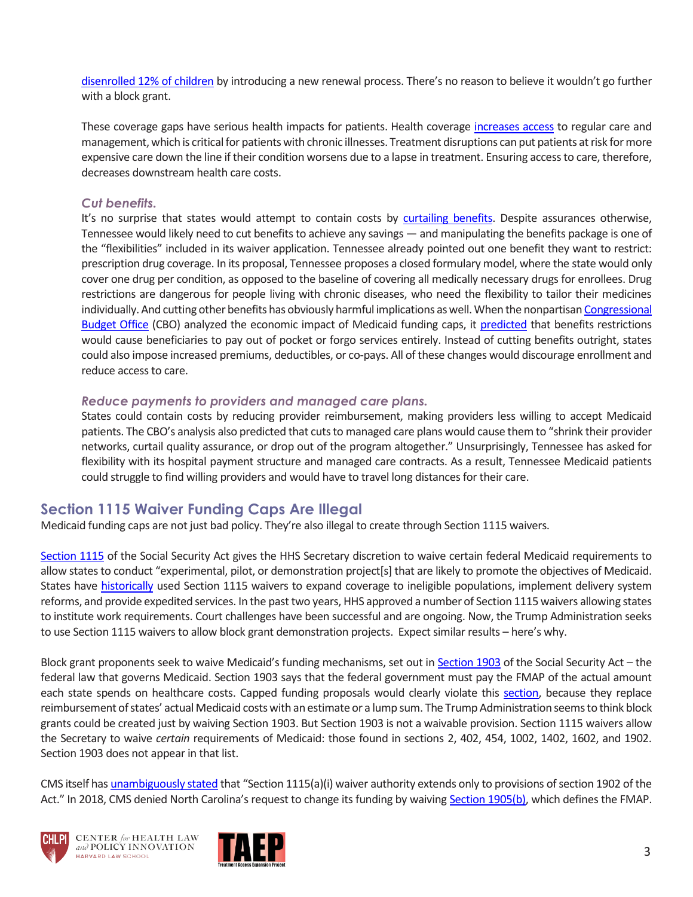disenrolled 12% of children by introducing a new renewal process. There's no reason to believe it wouldn't go further with a block grant.

These coverage gaps have serious health impacts for patients. Health coverage increases access to regular care and management, which is critical for patients with chronic illnesses. Treatment disruptions can put patients at risk for more expensive care down the line if their condition worsens due to a lapse in treatment. Ensuring access to care, therefore, decreases downstream health care costs.

### *Cut benefits.*

It's no surprise that states would attempt to contain costs by curtailing benefits. Despite assurances otherwise, Tennessee would likely need to cut benefits to achieve any savings — and manipulating the benefits package is one of the "flexibilities" included in its waiver application. Tennessee already pointed out one benefit they want to restrict: prescription drug coverage. In its proposal, Tennessee proposes a closed formulary model, where the state would only cover one drug per condition, as opposed to the baseline of covering all medically necessary drugs for enrollees. Drug restrictions are dangerous for people living with chronic diseases, who need the flexibility to tailor their medicines individually. And cutting other benefits has obviously harmful implications as well. When the nonpartisan Congressional Budget Office (CBO) analyzed the economic impact of Medicaid funding caps, it predicted that benefits restrictions would cause beneficiaries to pay out of pocket or forgo services entirely. Instead of cutting benefits outright, states could also impose increased premiums, deductibles, or co-pays. All of these changes would discourage enrollment and reduce access to care.

### *Reduce payments to providers and managed care plans.*

States could contain costs by reducing provider reimbursement, making providers less willing to accept Medicaid patients. The CBO's analysis also predicted that cuts to managed care plans would cause them to "shrink their provider networks, curtail quality assurance, or drop out of the program altogether." Unsurprisingly, Tennessee has asked for flexibility with its hospital payment structure and managed care contracts. As a result, Tennessee Medicaid patients could struggle to find willing providers and would have to travel long distances for their care.

## Section 1115 Waiver Funding Caps Are Illegal

Medicaid funding caps are not just bad policy. They're also illegal to create through Section 1115 waivers.

Section 1115 of the Social Security Act gives the HHS Secretary discretion to waive certain federal Medicaid requirements to allow states to conduct "experimental, pilot, or demonstration project[s] that are likely to promote the objectives of Medicaid. States have historically used Section 1115 waivers to expand coverage to ineligible populations, implement delivery system reforms, and provide expedited services. In the past two years, HHS approved a number of Section 1115 waivers allowing states to institute work requirements. Court challenges have been successful and are ongoing. Now, the Trump Administration seeks to use Section 1115 waivers to allow block grant demonstration projects. Expect similar results – here's why.

Block grant proponents seek to waive Medicaid's funding mechanisms, set out in Section 1903 of the Social Security Act – the federal law that governs Medicaid. Section 1903 says that the federal government must pay the FMAP of the actual amount each state spends on healthcare costs. Capped funding proposals would clearly violate this section, because they replace reimbursement of states' actual Medicaid costs with an estimate or a lump sum. The Trump Administration seems to think block grants could be created just by waiving Section 1903. But Section 1903 is not a waivable provision. Section 1115 waivers allow the Secretary to waive *certain* requirements of Medicaid: those found in sections 2, 402, 454, 1002, 1402, 1602, and 1902. Section 1903 does not appear in that list.

CMS itself has unambiguously stated that "Section 1115(a)(i) waiver authority extends only to provisions of section 1902 of the Act." In 2018, CMS denied North Carolina's request to change its funding by waiving Section 1905(b), which defines the FMAP.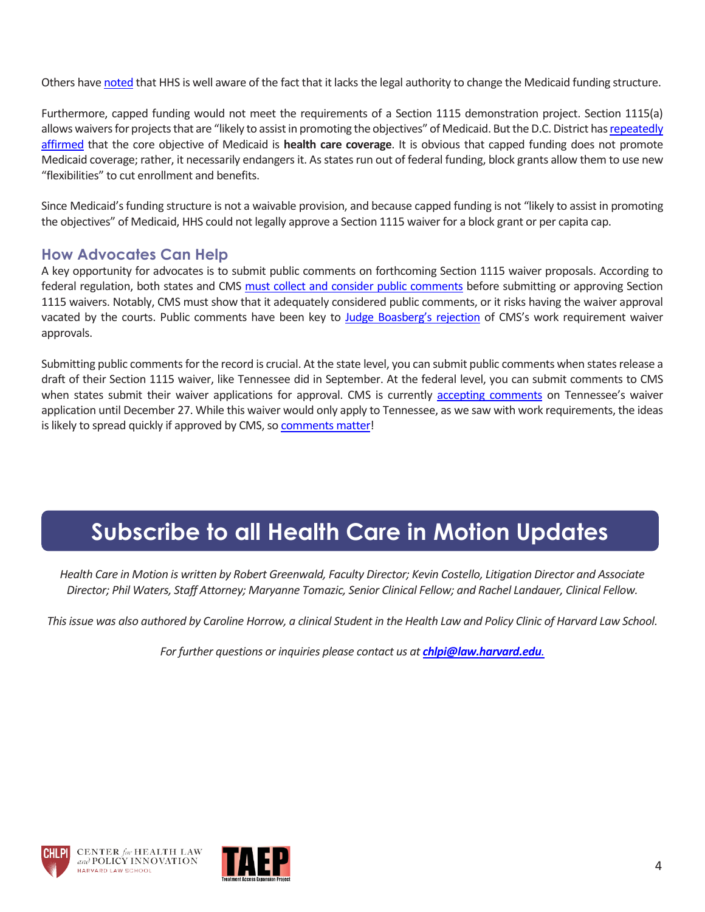Others have noted that HHS is well aware of the fact that it lacks the legal authority to change the Medicaid funding structure.

Furthermore, capped funding would not meet the requirements of a Section 1115 demonstration project. Section 1115(a) allows waivers for projects that are "likely to assist in promoting the objectives" of Medicaid. But the D.C. District has repeatedly affirmed that the core objective of Medicaid is **health care coverage**. It is obvious that capped funding does not promote Medicaid coverage; rather, it necessarily endangers it. As states run out of federal funding, block grants allow them to use new "flexibilities" to cut enrollment and benefits.

Since Medicaid's funding structure is not a waivable provision, and because capped funding is not "likely to assist in promoting the objectives" of Medicaid, HHS could not legally approve a Section 1115 waiver for a block grant or per capita cap.

## How Advocates Can Help

A key opportunity for advocates is to submit public comments on forthcoming Section 1115 waiver proposals. According to federal regulation, both states and CMS must collect and consider public comments before submitting or approving Section 1115 waivers. Notably, CMS must show that it adequately considered public comments, or it risks having the waiver approval vacated by the courts. Public comments have been key to Judge Boasberg's rejection of CMS's work requirement waiver approvals.

Submitting public comments for the record is crucial. At the state level, you can submit public comments when states release a draft of their Section 1115 waiver, like Tennessee did in September. At the federal level, you can submit comments to CMS when states submit their waiver applications for approval. CMS is currently accepting comments on Tennessee's waiver application until December 27. While this waiver would only apply to Tennessee, as we saw with work requirements, the ideas is likely to spread quickly if approved by CMS, so comments matter!

## Subscribe to all Health Care in Motion Updates

*Health Care in Motion is written by Robert Greenwald, Faculty Director; Kevin Costello, Litigation Director and Associate Director; Phil Waters, Staff Attorney; Maryanne Tomazic, Senior Clinical Fellow; and Rachel Landauer, Clinical Fellow.*

*This issue was also authored by Caroline Horrow, a clinical Student in the Health Law and Policy Clinic of Harvard Law School.*

*For further questions or inquiries please contact us at **chlpi@law.harvard.edu**.*